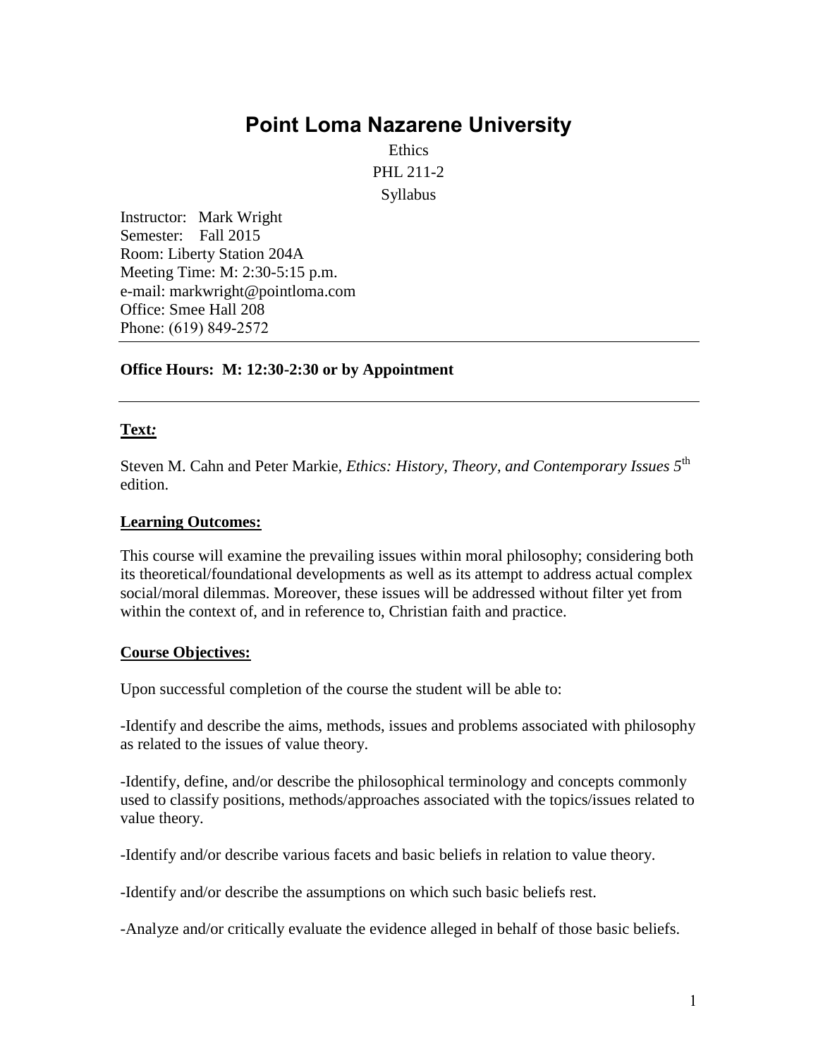# Point Loma Nazarene University

Ethics

PHL 211-2

Syllabus

Instructor: Mark Wright
Semester: Fall 2015
Room: Liberty Station 204A
Meeting Time: M: 2:30-5:15 p.m.
e-mail: markwright@pointloma.com
Office: Smee Hall 208
Phone: (619) 849-2572

---

**Office Hours: M: 12:30-2:30 or by Appointment**

---

## Text:

Steven M. Cahn and Peter Markie, *Ethics: History, Theory, and Contemporary Issues 5*th edition.

## Learning Outcomes:

This course will examine the prevailing issues within moral philosophy; considering both its theoretical/foundational developments as well as its attempt to address actual complex social/moral dilemmas. Moreover, these issues will be addressed without filter yet from within the context of, and in reference to, Christian faith and practice.

## Course Objectives:

Upon successful completion of the course the student will be able to:

-Identify and describe the aims, methods, issues and problems associated with philosophy as related to the issues of value theory.

-Identify, define, and/or describe the philosophical terminology and concepts commonly used to classify positions, methods/approaches associated with the topics/issues related to value theory.

-Identify and/or describe various facets and basic beliefs in relation to value theory.

-Identify and/or describe the assumptions on which such basic beliefs rest.

-Analyze and/or critically evaluate the evidence alleged in behalf of those basic beliefs.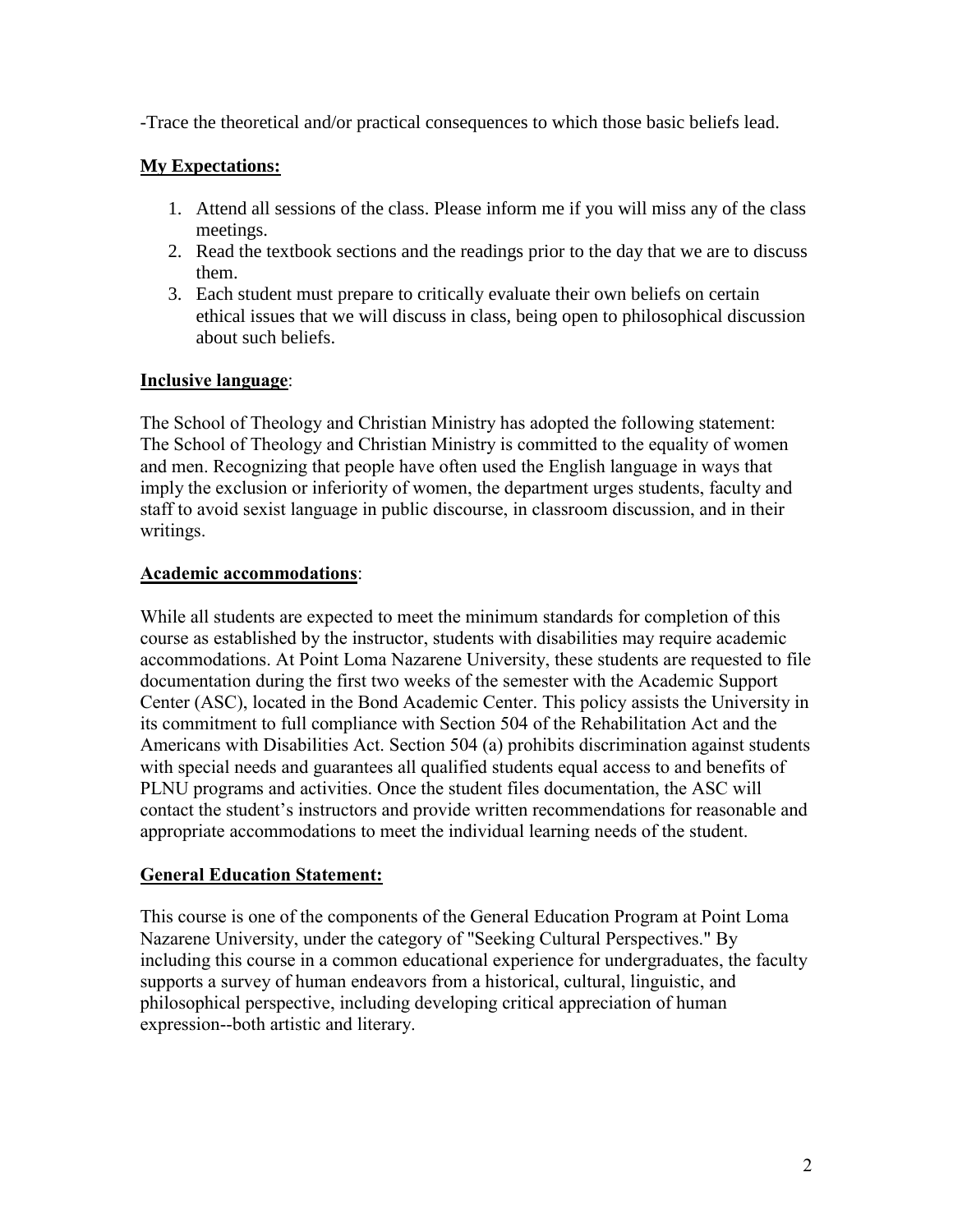-Trace the theoretical and/or practical consequences to which those basic beliefs lead.

**My Expectations:**

1. Attend all sessions of the class. Please inform me if you will miss any of the class meetings.
2. Read the textbook sections and the readings prior to the day that we are to discuss them.
3. Each student must prepare to critically evaluate their own beliefs on certain ethical issues that we will discuss in class, being open to philosophical discussion about such beliefs.

**Inclusive language**:

The School of Theology and Christian Ministry has adopted the following statement: The School of Theology and Christian Ministry is committed to the equality of women and men. Recognizing that people have often used the English language in ways that imply the exclusion or inferiority of women, the department urges students, faculty and staff to avoid sexist language in public discourse, in classroom discussion, and in their writings.

**Academic accommodations**:

While all students are expected to meet the minimum standards for completion of this course as established by the instructor, students with disabilities may require academic accommodations. At Point Loma Nazarene University, these students are requested to file documentation during the first two weeks of the semester with the Academic Support Center (ASC), located in the Bond Academic Center. This policy assists the University in its commitment to full compliance with Section 504 of the Rehabilitation Act and the Americans with Disabilities Act. Section 504 (a) prohibits discrimination against students with special needs and guarantees all qualified students equal access to and benefits of PLNU programs and activities. Once the student files documentation, the ASC will contact the student's instructors and provide written recommendations for reasonable and appropriate accommodations to meet the individual learning needs of the student.

**General Education Statement:**

This course is one of the components of the General Education Program at Point Loma Nazarene University, under the category of "Seeking Cultural Perspectives." By including this course in a common educational experience for undergraduates, the faculty supports a survey of human endeavors from a historical, cultural, linguistic, and philosophical perspective, including developing critical appreciation of human expression--both artistic and literary.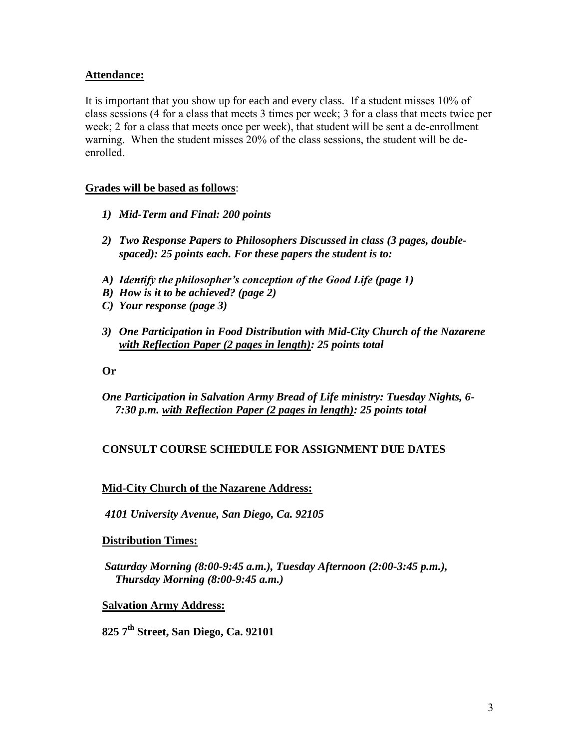**Attendance:**

It is important that you show up for each and every class. If a student misses 10% of class sessions (4 for a class that meets 3 times per week; 3 for a class that meets twice per week; 2 for a class that meets once per week), that student will be sent a de-enrollment warning. When the student misses 20% of the class sessions, the student will be de-enrolled.

**Grades will be based as follows**:

1) ***Mid-Term and Final: 200 points***

2) ***Two Response Papers to Philosophers Discussed in class (3 pages, double-spaced): 25 points each. For these papers the student is to:***

A) ***Identify the philosopher's conception of the Good Life (page 1)***
B) ***How is it to be achieved? (page 2)***
C) ***Your response (page 3)***

3) ***One Participation in Food Distribution with Mid-City Church of the Nazarene <u>with Reflection Paper (2 pages in length)</u>: 25 points total***

**Or**

***One Participation in Salvation Army Bread of Life ministry: Tuesday Nights, 6-7:30 p.m. <u>with Reflection Paper (2 pages in length)</u>: 25 points total***

**CONSULT COURSE SCHEDULE FOR ASSIGNMENT DUE DATES**

**<u>Mid-City Church of the Nazarene Address:</u>**

***4101 University Avenue, San Diego, Ca. 92105***

**<u>Distribution Times:</u>**

***Saturday Morning (8:00-9:45 a.m.), Tuesday Afternoon (2:00-3:45 p.m.), Thursday Morning (8:00-9:45 a.m.)***

**<u>Salvation Army Address:</u>**

**825 7th Street, San Diego, Ca. 92101**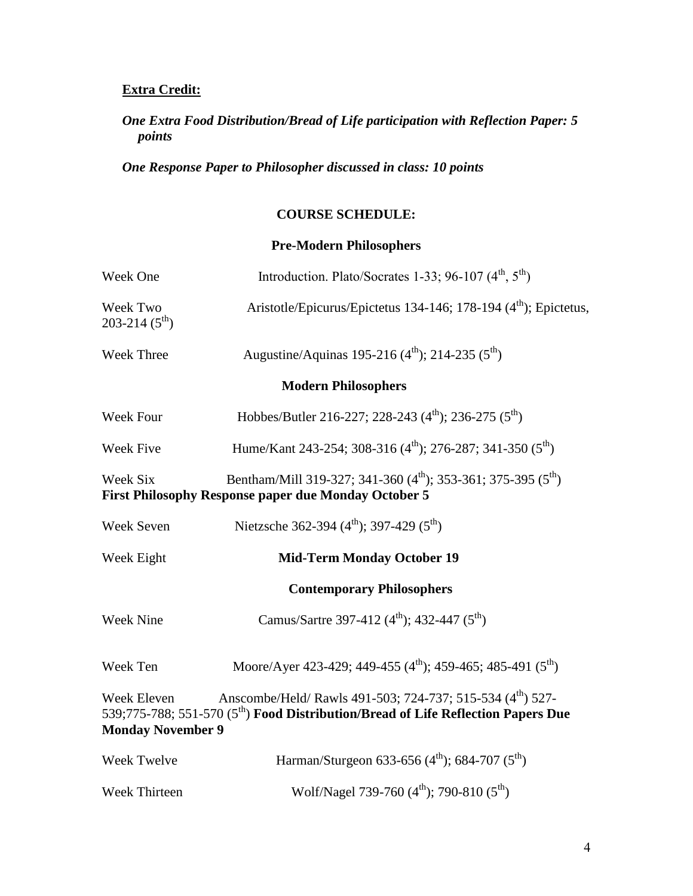**<u>Extra Credit:</u>**

***One Extra Food Distribution/Bread of Life participation with Reflection Paper: 5 points***

***One Response Paper to Philosopher discussed in class: 10 points***

## COURSE SCHEDULE:

### Pre-Modern Philosophers

Week One Introduction. Plato/Socrates 1-33; 96-107 (4th, 5th)

Week Two Aristotle/Epicurus/Epictetus 134-146; 178-194 (4th); Epictetus, 203-214 (5th)

Week Three Augustine/Aquinas 195-216 (4th); 214-235 (5th)

### Modern Philosophers

Week Four Hobbes/Butler 216-227; 228-243 (4th); 236-275 (5th)

Week Five Hume/Kant 243-254; 308-316 (4th); 276-287; 341-350 (5th)

Week Six Bentham/Mill 319-327; 341-360 (4th); 353-361; 375-395 (5th)
**First Philosophy Response paper due Monday October 5**

Week Seven Nietzsche 362-394 (4th); 397-429 (5th)

Week Eight **Mid-Term Monday October 19**

### Contemporary Philosophers

Week Nine Camus/Sartre 397-412 (4th); 432-447 (5th)

Week Ten Moore/Ayer 423-429; 449-455 (4th); 459-465; 485-491 (5th)

Week Eleven Anscombe/Held/ Rawls 491-503; 724-737; 515-534 (4th) 527-539;775-788; 551-570 (5th) **Food Distribution/Bread of Life Reflection Papers Due Monday November 9**

Week Twelve Harman/Sturgeon 633-656 (4th); 684-707 (5th)

Week Thirteen Wolf/Nagel 739-760 (4th); 790-810 (5th)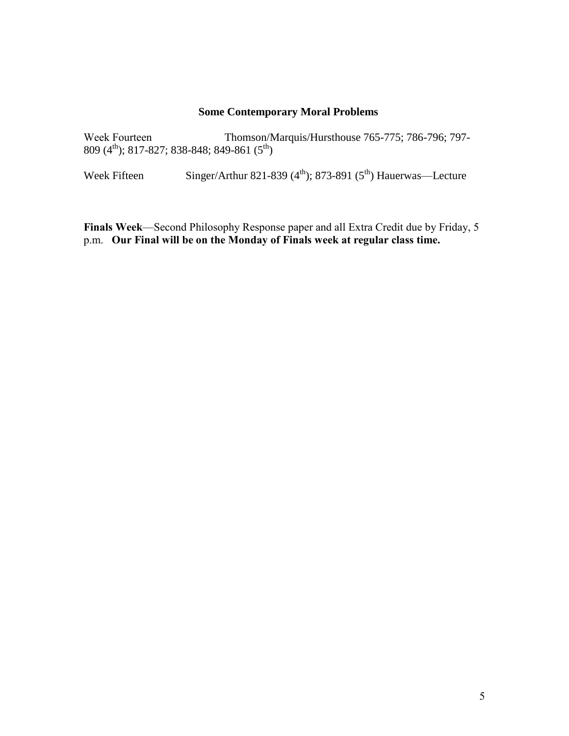**Some Contemporary Moral Problems**

Week Fourteen Thomson/Marquis/Hursthouse 765-775; 786-796; 797-809 (4th); 817-827; 838-848; 849-861 (5th)

Week Fifteen Singer/Arthur 821-839 (4th); 873-891 (5th) Hauerwas—Lecture

**Finals Week**—Second Philosophy Response paper and all Extra Credit due by Friday, 5 p.m. **Our Final will be on the Monday of Finals week at regular class time.**